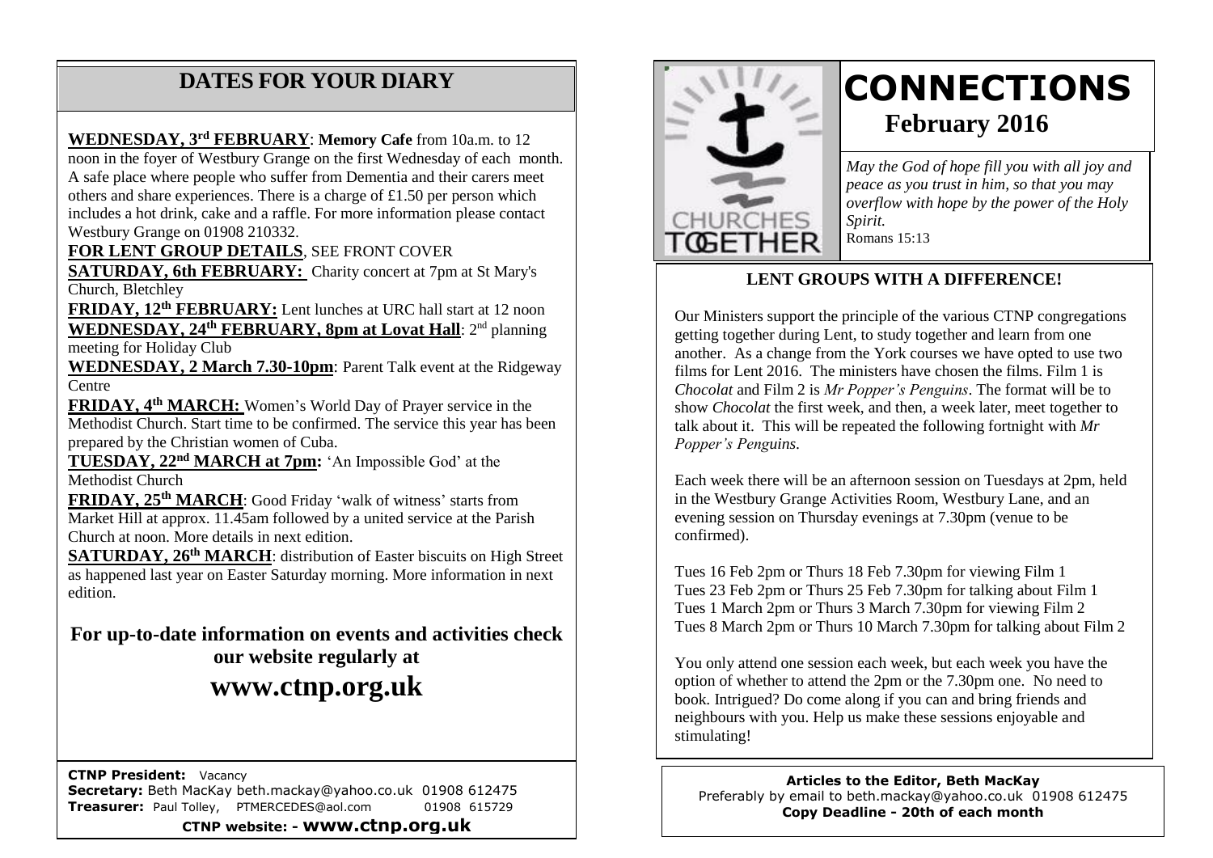## DATES FOR YOUR DIARY

**WEDNESDAY, 3rd FEBRUARY**: **Memory Cafe** from 10a.m. to 12 noon in the foyer of Westbury Grange on the first Wednesday of each month. A safe place where people who suffer from Dementia and their carers meet others and share experiences. There is a charge of £1.50 per person which includes a hot drink, cake and a raffle. For more information please contact Westbury Grange on 01908 210332.

**FOR LENT GROUP DETAILS**, SEE FRONT COVER

**SATURDAY, 6th FEBRUARY:** Charity concert at 7pm at St Mary's Church, Bletchley

**FRIDAY, 12th FEBRUARY:** Lent lunches at URC hall start at 12 noon

**WEDNESDAY, 24th FEBRUARY, 8pm at Lovat Hall**: 2nd planning meeting for Holiday Club

**WEDNESDAY, 2 March 7.30-10pm**: Parent Talk event at the Ridgeway Centre

**FRIDAY, 4th MARCH:** Women's World Day of Prayer service in the Methodist Church. Start time to be confirmed. The service this year has been prepared by the Christian women of Cuba.

**TUESDAY, 22nd MARCH at 7pm:** 'An Impossible God' at the Methodist Church

**FRIDAY, 25th MARCH**: Good Friday 'walk of witness' starts from Market Hill at approx. 11.45am followed by a united service at the Parish Church at noon. More details in next edition.

**SATURDAY, 26th MARCH**: distribution of Easter biscuits on High Street as happened last year on Easter Saturday morning. More information in next edition.

### For up-to-date information on events and activities check our website regularly at

## www.ctnp.org.uk

**CTNP President:** Vacancy
**Secretary:** Beth MacKay beth.mackay@yahoo.co.uk 01908 612475
**Treasurer:** Paul Tolley, PTMERCEDES@aol.com 01908 615729

**CTNP website: - www.ctnp.org.uk**

CHURCHES TOGETHER

# CONNECTIONS

## February 2016

*May the God of hope fill you with all joy and peace as you trust in him, so that you may overflow with hope by the power of the Holy Spirit.*
Romans 15:13

### LENT GROUPS WITH A DIFFERENCE!

Our Ministers support the principle of the various CTNP congregations getting together during Lent, to study together and learn from one another. As a change from the York courses we have opted to use two films for Lent 2016. The ministers have chosen the films. Film 1 is *Chocolat* and Film 2 is *Mr Popper's Penguins*. The format will be to show *Chocolat* the first week, and then, a week later, meet together to talk about it. This will be repeated the following fortnight with *Mr Popper's Penguins.*

Each week there will be an afternoon session on Tuesdays at 2pm, held in the Westbury Grange Activities Room, Westbury Lane, and an evening session on Thursday evenings at 7.30pm (venue to be confirmed).

Tues 16 Feb 2pm or Thurs 18 Feb 7.30pm for viewing Film 1
Tues 23 Feb 2pm or Thurs 25 Feb 7.30pm for talking about Film 1
Tues 1 March 2pm or Thurs 3 March 7.30pm for viewing Film 2
Tues 8 March 2pm or Thurs 10 March 7.30pm for talking about Film 2

You only attend one session each week, but each week you have the option of whether to attend the 2pm or the 7.30pm one. No need to book. Intrigued? Do come along if you can and bring friends and neighbours with you. Help us make these sessions enjoyable and stimulating!

**Articles to the Editor, Beth MacKay**
Preferably by email to beth.mackay@yahoo.co.uk 01908 612475
**Copy Deadline - 20th of each month**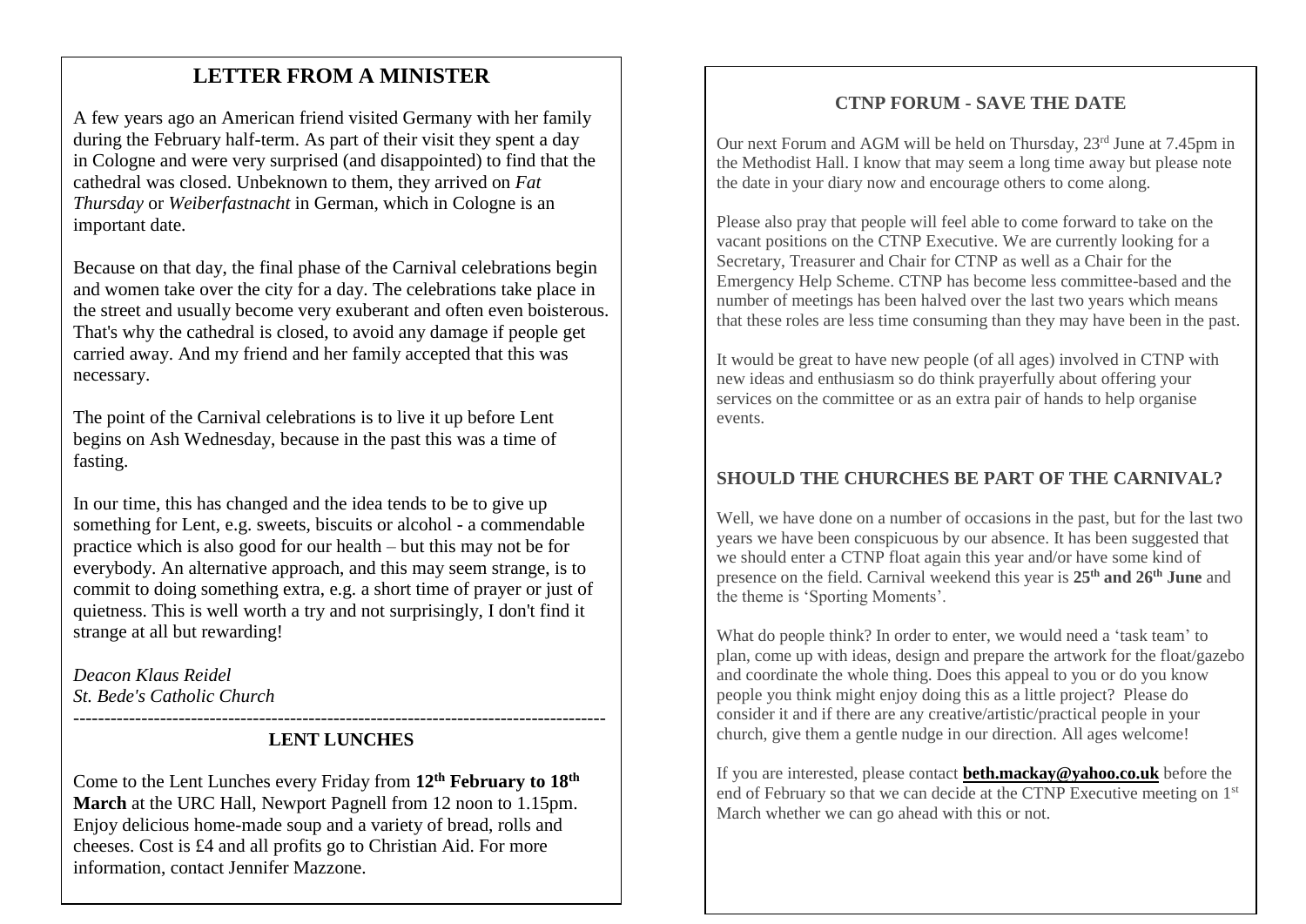## LETTER FROM A MINISTER

A few years ago an American friend visited Germany with her family during the February half-term. As part of their visit they spent a day in Cologne and were very surprised (and disappointed) to find that the cathedral was closed. Unbeknown to them, they arrived on *Fat Thursday* or *Weiberfastnacht* in German, which in Cologne is an important date.

Because on that day, the final phase of the Carnival celebrations begin and women take over the city for a day. The celebrations take place in the street and usually become very exuberant and often even boisterous. That's why the cathedral is closed, to avoid any damage if people get carried away. And my friend and her family accepted that this was necessary.

The point of the Carnival celebrations is to live it up before Lent begins on Ash Wednesday, because in the past this was a time of fasting.

In our time, this has changed and the idea tends to be to give up something for Lent, e.g. sweets, biscuits or alcohol - a commendable practice which is also good for our health – but this may not be for everybody. An alternative approach, and this may seem strange, is to commit to doing something extra, e.g. a short time of prayer or just of quietness. This is well worth a try and not surprisingly, I don't find it strange at all but rewarding!

*Deacon Klaus Reidel*
*St. Bede's Catholic Church*

---

### LENT LUNCHES

Come to the Lent Lunches every Friday from **12th February to 18th March** at the URC Hall, Newport Pagnell from 12 noon to 1.15pm. Enjoy delicious home-made soup and a variety of bread, rolls and cheeses. Cost is £4 and all profits go to Christian Aid. For more information, contact Jennifer Mazzone.

### CTNP FORUM - SAVE THE DATE

Our next Forum and AGM will be held on Thursday, 23rd June at 7.45pm in the Methodist Hall. I know that may seem a long time away but please note the date in your diary now and encourage others to come along.

Please also pray that people will feel able to come forward to take on the vacant positions on the CTNP Executive. We are currently looking for a Secretary, Treasurer and Chair for CTNP as well as a Chair for the Emergency Help Scheme. CTNP has become less committee-based and the number of meetings has been halved over the last two years which means that these roles are less time consuming than they may have been in the past.

It would be great to have new people (of all ages) involved in CTNP with new ideas and enthusiasm so do think prayerfully about offering your services on the committee or as an extra pair of hands to help organise events.

### SHOULD THE CHURCHES BE PART OF THE CARNIVAL?

Well, we have done on a number of occasions in the past, but for the last two years we have been conspicuous by our absence. It has been suggested that we should enter a CTNP float again this year and/or have some kind of presence on the field. Carnival weekend this year is **25th and 26th June** and the theme is 'Sporting Moments'.

What do people think? In order to enter, we would need a 'task team' to plan, come up with ideas, design and prepare the artwork for the float/gazebo and coordinate the whole thing. Does this appeal to you or do you know people you think might enjoy doing this as a little project? Please do consider it and if there are any creative/artistic/practical people in your church, give them a gentle nudge in our direction. All ages welcome!

If you are interested, please contact **beth.mackay@yahoo.co.uk** before the end of February so that we can decide at the CTNP Executive meeting on 1st March whether we can go ahead with this or not.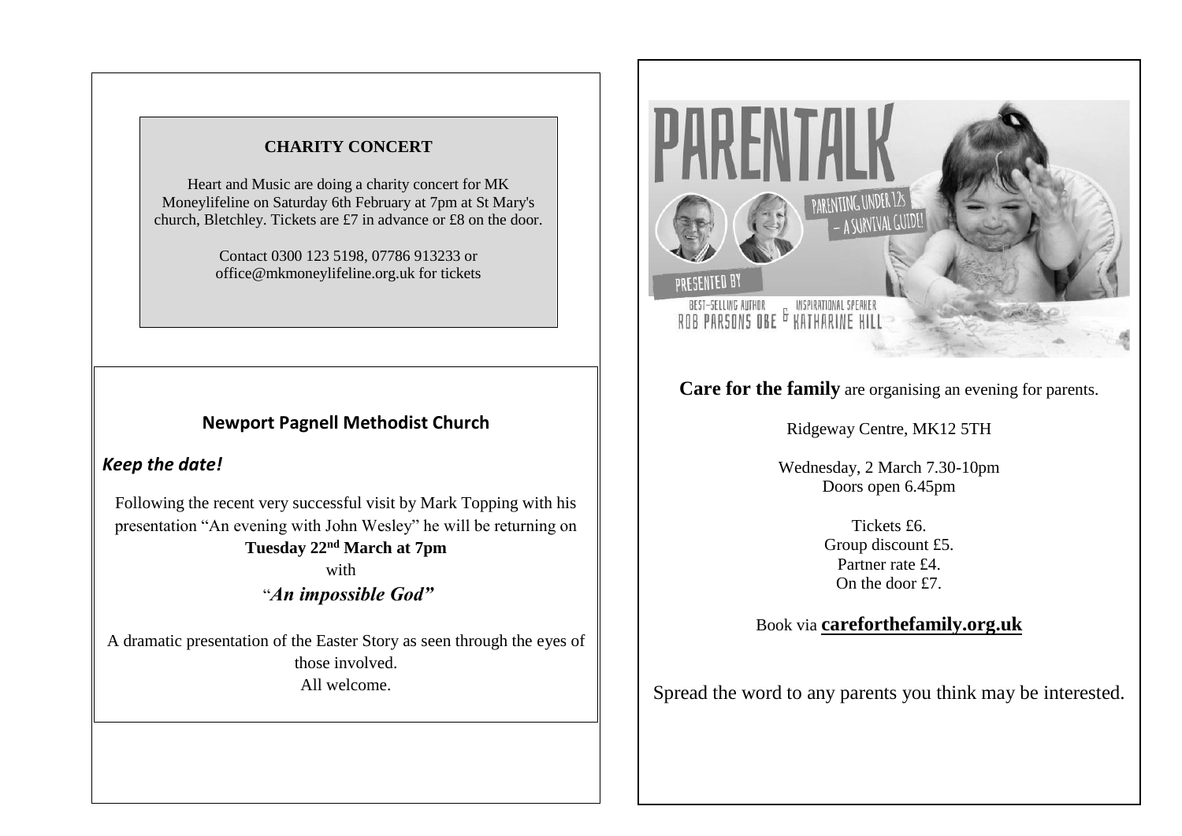## CHARITY CONCERT

Heart and Music are doing a charity concert for MK Moneylifeline on Saturday 6th February at 7pm at St Mary's church, Bletchley. Tickets are £7 in advance or £8 on the door.

Contact 0300 123 5198, 07786 913233 or office@mkmoneylifeline.org.uk for tickets

## Newport Pagnell Methodist Church

***Keep the date!***

Following the recent very successful visit by Mark Topping with his presentation "An evening with John Wesley" he will be returning on **Tuesday 22nd March at 7pm** with

***"An impossible God"***

A dramatic presentation of the Easter Story as seen through the eyes of those involved.
All welcome.

# PARENTALK

PARENTING UNDER 12s – A SURVIVAL GUIDE!

PRESENTED BY
BEST-SELLING AUTHOR ROB PARSONS OBE & INSPIRATIONAL SPEAKER KATHARINE HILL

**Care for the family** are organising an evening for parents.

Ridgeway Centre, MK12 5TH

Wednesday, 2 March 7.30-10pm
Doors open 6.45pm

Tickets £6.
Group discount £5.
Partner rate £4.
On the door £7.

Book via **careforthefamily.org.uk**

Spread the word to any parents you think may be interested.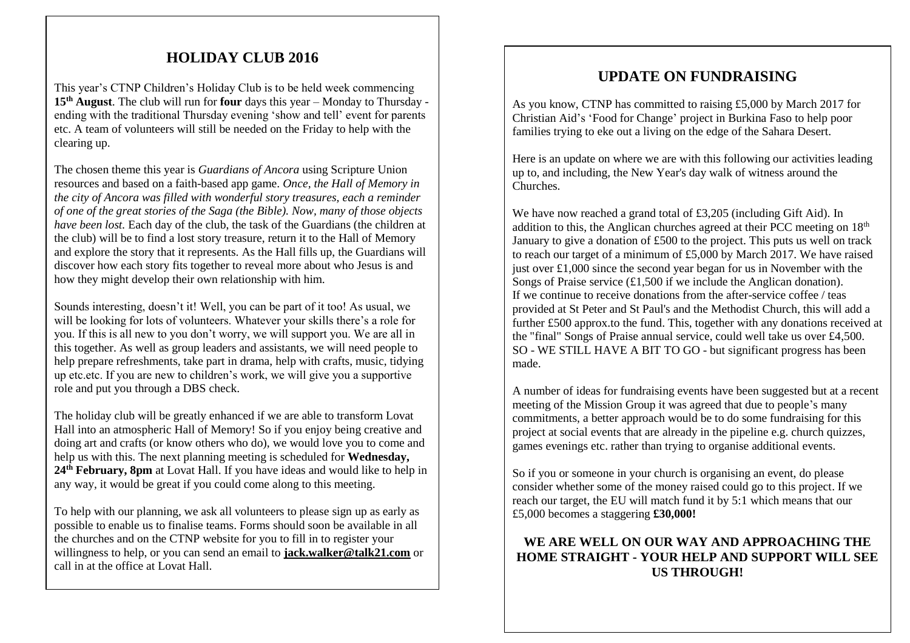## HOLIDAY CLUB 2016

This year's CTNP Children's Holiday Club is to be held week commencing **15th August**. The club will run for **four** days this year – Monday to Thursday - ending with the traditional Thursday evening 'show and tell' event for parents etc. A team of volunteers will still be needed on the Friday to help with the clearing up.

The chosen theme this year is *Guardians of Ancora* using Scripture Union resources and based on a faith-based app game. *Once, the Hall of Memory in the city of Ancora was filled with wonderful story treasures, each a reminder of one of the great stories of the Saga (the Bible). Now, many of those objects have been lost.* Each day of the club, the task of the Guardians (the children at the club) will be to find a lost story treasure, return it to the Hall of Memory and explore the story that it represents. As the Hall fills up, the Guardians will discover how each story fits together to reveal more about who Jesus is and how they might develop their own relationship with him.

Sounds interesting, doesn't it! Well, you can be part of it too! As usual, we will be looking for lots of volunteers. Whatever your skills there's a role for you. If this is all new to you don't worry, we will support you. We are all in this together. As well as group leaders and assistants, we will need people to help prepare refreshments, take part in drama, help with crafts, music, tidying up etc.etc. If you are new to children's work, we will give you a supportive role and put you through a DBS check.

The holiday club will be greatly enhanced if we are able to transform Lovat Hall into an atmospheric Hall of Memory! So if you enjoy being creative and doing art and crafts (or know others who do), we would love you to come and help us with this. The next planning meeting is scheduled for **Wednesday, 24th February, 8pm** at Lovat Hall. If you have ideas and would like to help in any way, it would be great if you could come along to this meeting.

To help with our planning, we ask all volunteers to please sign up as early as possible to enable us to finalise teams. Forms should soon be available in all the churches and on the CTNP website for you to fill in to register your willingness to help, or you can send an email to **jack.walker@talk21.com** or call in at the office at Lovat Hall.

## UPDATE ON FUNDRAISING

As you know, CTNP has committed to raising £5,000 by March 2017 for Christian Aid's 'Food for Change' project in Burkina Faso to help poor families trying to eke out a living on the edge of the Sahara Desert.

Here is an update on where we are with this following our activities leading up to, and including, the New Year's day walk of witness around the Churches.

We have now reached a grand total of £3,205 (including Gift Aid). In addition to this, the Anglican churches agreed at their PCC meeting on 18th January to give a donation of £500 to the project. This puts us well on track to reach our target of a minimum of £5,000 by March 2017. We have raised just over £1,000 since the second year began for us in November with the Songs of Praise service (£1,500 if we include the Anglican donation). If we continue to receive donations from the after-service coffee / teas provided at St Peter and St Paul's and the Methodist Church, this will add a further £500 approx.to the fund. This, together with any donations received at the "final" Songs of Praise annual service, could well take us over £4,500. SO - WE STILL HAVE A BIT TO GO - but significant progress has been made.

A number of ideas for fundraising events have been suggested but at a recent meeting of the Mission Group it was agreed that due to people's many commitments, a better approach would be to do some fundraising for this project at social events that are already in the pipeline e.g. church quizzes, games evenings etc. rather than trying to organise additional events.

So if you or someone in your church is organising an event, do please consider whether some of the money raised could go to this project. If we reach our target, the EU will match fund it by 5:1 which means that our £5,000 becomes a staggering **£30,000!**

**WE ARE WELL ON OUR WAY AND APPROACHING THE HOME STRAIGHT - YOUR HELP AND SUPPORT WILL SEE US THROUGH!**